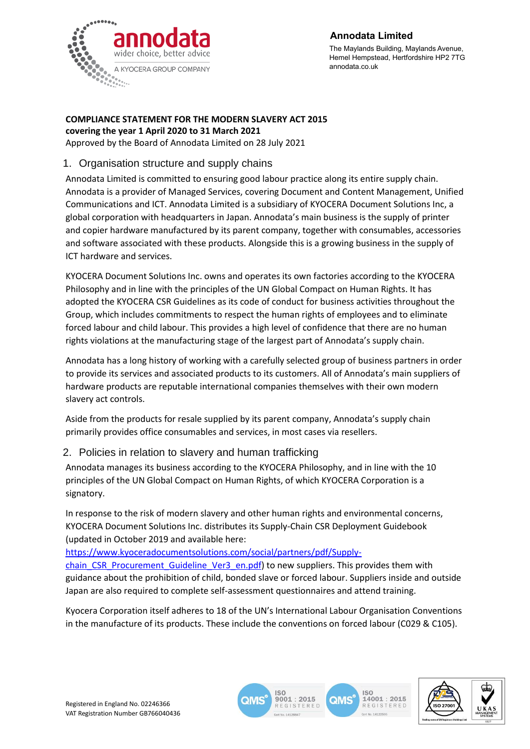**Annodata Limited**

The Maylands Building, Maylands Avenue,
Hemel Hempstead, Hertfordshire HP2 7TG
annodata.co.uk

**COMPLIANCE STATEMENT FOR THE MODERN SLAVERY ACT 2015**
**covering the year 1 April 2020 to 31 March 2021**
Approved by the Board of Annodata Limited on 28 July 2021

## 1. Organisation structure and supply chains

Annodata Limited is committed to ensuring good labour practice along its entire supply chain. Annodata is a provider of Managed Services, covering Document and Content Management, Unified Communications and ICT. Annodata Limited is a subsidiary of KYOCERA Document Solutions Inc, a global corporation with headquarters in Japan. Annodata's main business is the supply of printer and copier hardware manufactured by its parent company, together with consumables, accessories and software associated with these products. Alongside this is a growing business in the supply of ICT hardware and services.

KYOCERA Document Solutions Inc. owns and operates its own factories according to the KYOCERA Philosophy and in line with the principles of the UN Global Compact on Human Rights. It has adopted the KYOCERA CSR Guidelines as its code of conduct for business activities throughout the Group, which includes commitments to respect the human rights of employees and to eliminate forced labour and child labour. This provides a high level of confidence that there are no human rights violations at the manufacturing stage of the largest part of Annodata's supply chain.

Annodata has a long history of working with a carefully selected group of business partners in order to provide its services and associated products to its customers. All of Annodata's main suppliers of hardware products are reputable international companies themselves with their own modern slavery act controls.

Aside from the products for resale supplied by its parent company, Annodata's supply chain primarily provides office consumables and services, in most cases via resellers.

## 2. Policies in relation to slavery and human trafficking

Annodata manages its business according to the KYOCERA Philosophy, and in line with the 10 principles of the UN Global Compact on Human Rights, of which KYOCERA Corporation is a signatory.

In response to the risk of modern slavery and other human rights and environmental concerns, KYOCERA Document Solutions Inc. distributes its Supply-Chain CSR Deployment Guidebook (updated in October 2019 and available here: [https://www.kyoceradocumentsolutions.com/social/partners/pdf/Supply-chain_CSR_Procurement_Guideline_Ver3_en.pdf](https://www.kyoceradocumentsolutions.com/social/partners/pdf/Supply-chain_CSR_Procurement_Guideline_Ver3_en.pdf)) to new suppliers. This provides them with guidance about the prohibition of child, bonded slave or forced labour. Suppliers inside and outside Japan are also required to complete self-assessment questionnaires and attend training.

Kyocera Corporation itself adheres to 18 of the UN's International Labour Organisation Conventions in the manufacture of its products. These include the conventions on forced labour (C029 & C105).

Registered in England No. 02246366
VAT Registration Number GB766040436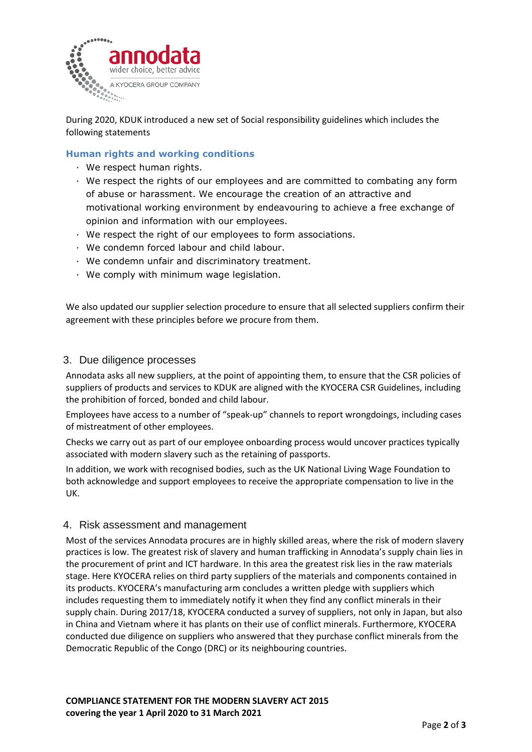During 2020, KDUK introduced a new set of Social responsibility guidelines which includes the following statements

### Human rights and working conditions

- We respect human rights.
- We respect the rights of our employees and are committed to combating any form of abuse or harassment. We encourage the creation of an attractive and motivational working environment by endeavouring to achieve a free exchange of opinion and information with our employees.
- We respect the right of our employees to form associations.
- We condemn forced labour and child labour.
- We condemn unfair and discriminatory treatment.
- We comply with minimum wage legislation.

We also updated our supplier selection procedure to ensure that all selected suppliers confirm their agreement with these principles before we procure from them.

## 3. Due diligence processes

Annodata asks all new suppliers, at the point of appointing them, to ensure that the CSR policies of suppliers of products and services to KDUK are aligned with the KYOCERA CSR Guidelines, including the prohibition of forced, bonded and child labour.

Employees have access to a number of "speak-up" channels to report wrongdoings, including cases of mistreatment of other employees.

Checks we carry out as part of our employee onboarding process would uncover practices typically associated with modern slavery such as the retaining of passports.

In addition, we work with recognised bodies, such as the UK National Living Wage Foundation to both acknowledge and support employees to receive the appropriate compensation to live in the UK.

## 4. Risk assessment and management

Most of the services Annodata procures are in highly skilled areas, where the risk of modern slavery practices is low. The greatest risk of slavery and human trafficking in Annodata's supply chain lies in the procurement of print and ICT hardware. In this area the greatest risk lies in the raw materials stage. Here KYOCERA relies on third party suppliers of the materials and components contained in its products. KYOCERA's manufacturing arm concludes a written pledge with suppliers which includes requesting them to immediately notify it when they find any conflict minerals in their supply chain. During 2017/18, KYOCERA conducted a survey of suppliers, not only in Japan, but also in China and Vietnam where it has plants on their use of conflict minerals. Furthermore, KYOCERA conducted due diligence on suppliers who answered that they purchase conflict minerals from the Democratic Republic of the Congo (DRC) or its neighbouring countries.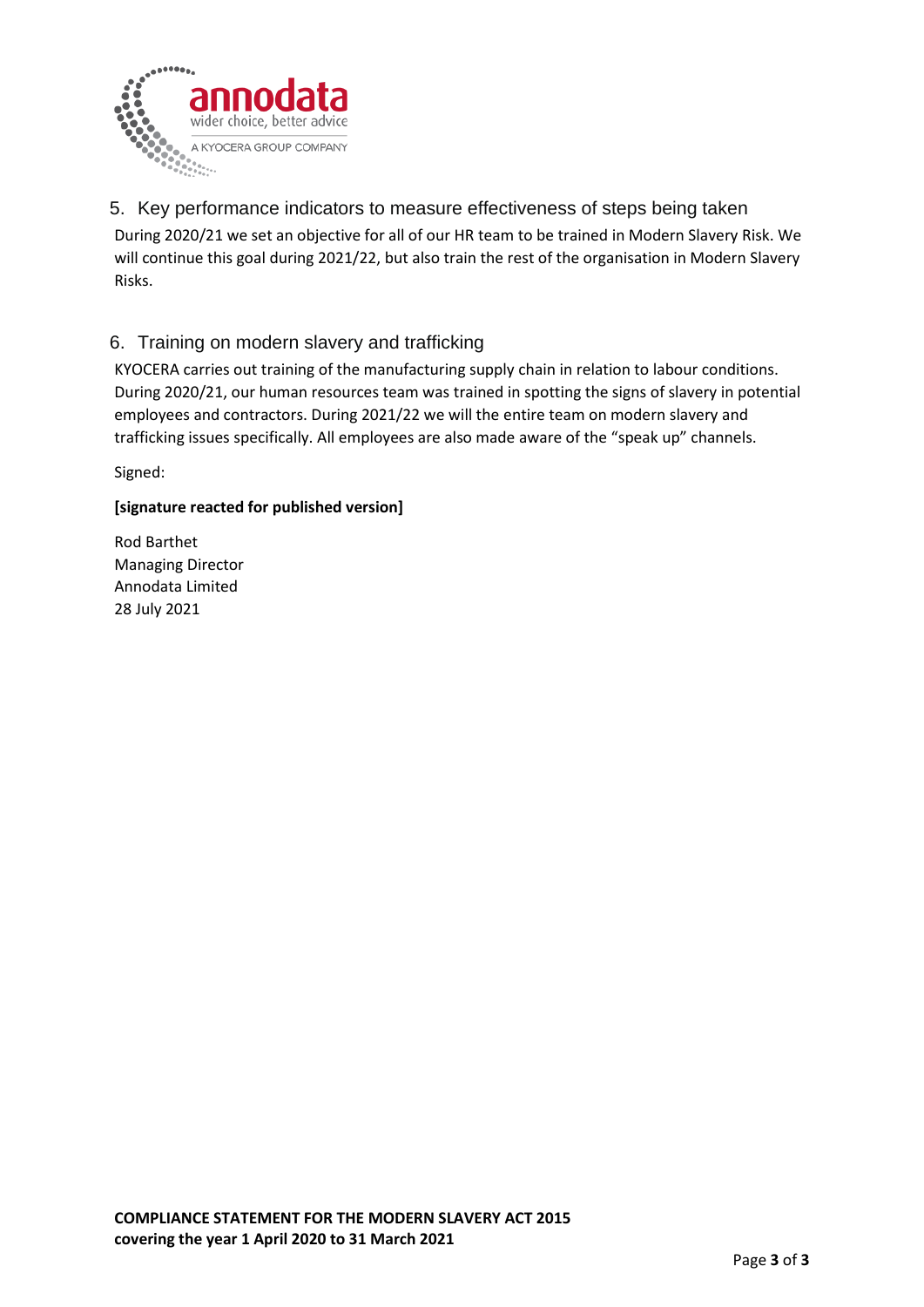## 5. Key performance indicators to measure effectiveness of steps being taken

During 2020/21 we set an objective for all of our HR team to be trained in Modern Slavery Risk. We will continue this goal during 2021/22, but also train the rest of the organisation in Modern Slavery Risks.

## 6. Training on modern slavery and trafficking

KYOCERA carries out training of the manufacturing supply chain in relation to labour conditions. During 2020/21, our human resources team was trained in spotting the signs of slavery in potential employees and contractors. During 2021/22 we will the entire team on modern slavery and trafficking issues specifically. All employees are also made aware of the "speak up" channels.

Signed:

**[signature reacted for published version]**

Rod Barthet
Managing Director
Annodata Limited
28 July 2021